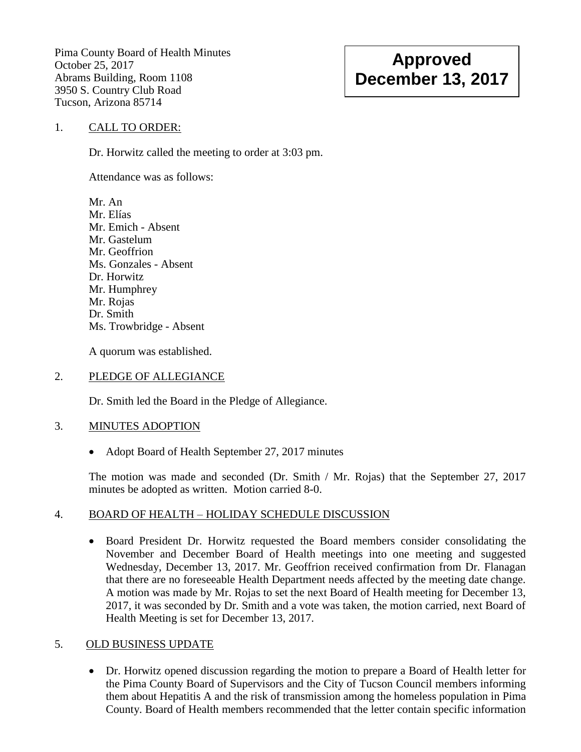Pima County Board of Health Minutes
October 25, 2017
Abrams Building, Room 1108
3950 S. Country Club Road
Tucson, Arizona 85714

**Approved December 13, 2017**

1. CALL TO ORDER:

   Dr. Horwitz called the meeting to order at 3:03 pm.

   Attendance was as follows:

   Mr. An
   Mr. Elías
   Mr. Emich - Absent
   Mr. Gastelum
   Mr. Geoffrion
   Ms. Gonzales - Absent
   Dr. Horwitz
   Mr. Humphrey
   Mr. Rojas
   Dr. Smith
   Ms. Trowbridge - Absent

   A quorum was established.

2. PLEDGE OF ALLEGIANCE

   Dr. Smith led the Board in the Pledge of Allegiance.

3. MINUTES ADOPTION

   - Adopt Board of Health September 27, 2017 minutes

   The motion was made and seconded (Dr. Smith / Mr. Rojas) that the September 27, 2017 minutes be adopted as written. Motion carried 8-0.

4. BOARD OF HEALTH – HOLIDAY SCHEDULE DISCUSSION

   - Board President Dr. Horwitz requested the Board members consider consolidating the November and December Board of Health meetings into one meeting and suggested Wednesday, December 13, 2017. Mr. Geoffrion received confirmation from Dr. Flanagan that there are no foreseeable Health Department needs affected by the meeting date change. A motion was made by Mr. Rojas to set the next Board of Health meeting for December 13, 2017, it was seconded by Dr. Smith and a vote was taken, the motion carried, next Board of Health Meeting is set for December 13, 2017.

5. OLD BUSINESS UPDATE

   - Dr. Horwitz opened discussion regarding the motion to prepare a Board of Health letter for the Pima County Board of Supervisors and the City of Tucson Council members informing them about Hepatitis A and the risk of transmission among the homeless population in Pima County. Board of Health members recommended that the letter contain specific information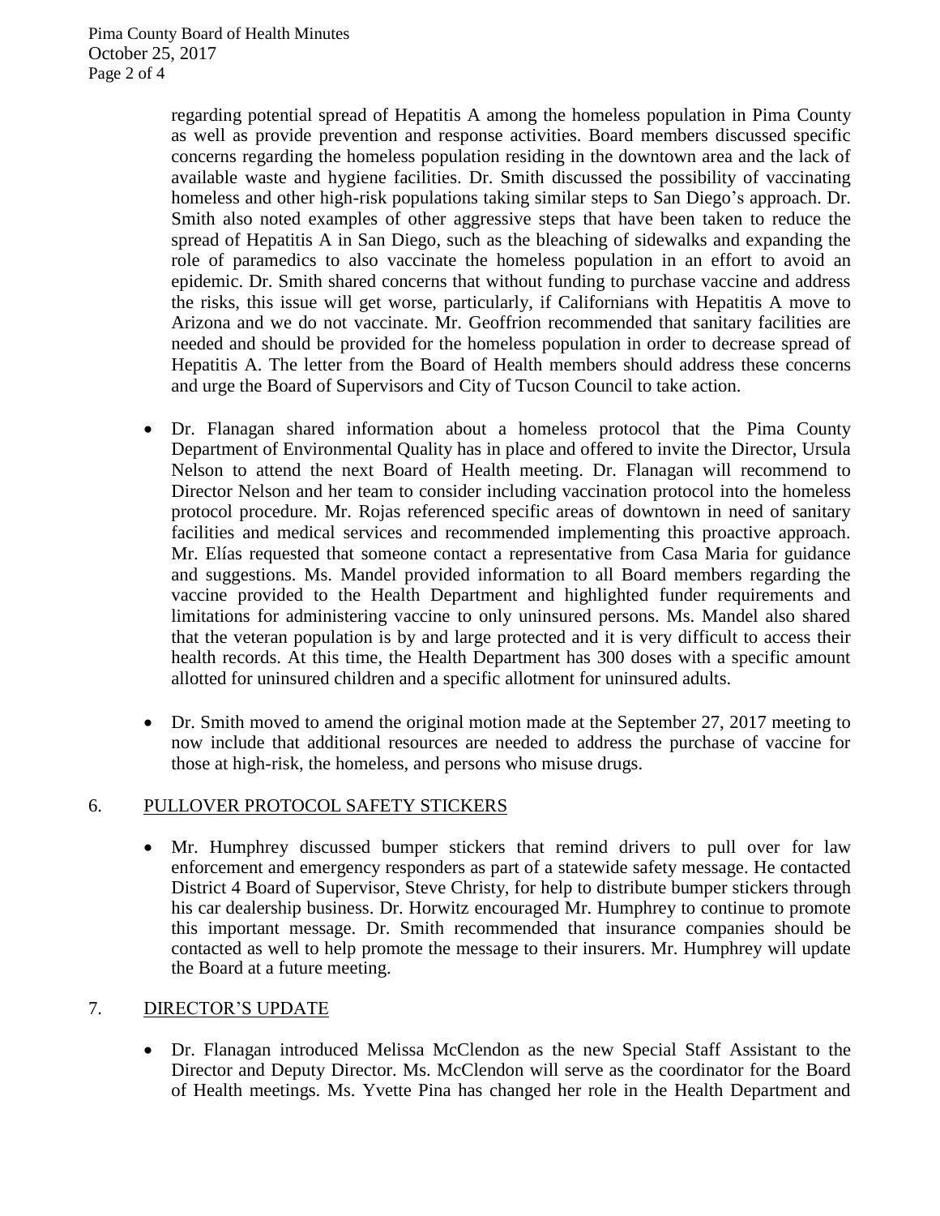regarding potential spread of Hepatitis A among the homeless population in Pima County as well as provide prevention and response activities. Board members discussed specific concerns regarding the homeless population residing in the downtown area and the lack of available waste and hygiene facilities. Dr. Smith discussed the possibility of vaccinating homeless and other high-risk populations taking similar steps to San Diego's approach. Dr. Smith also noted examples of other aggressive steps that have been taken to reduce the spread of Hepatitis A in San Diego, such as the bleaching of sidewalks and expanding the role of paramedics to also vaccinate the homeless population in an effort to avoid an epidemic. Dr. Smith shared concerns that without funding to purchase vaccine and address the risks, this issue will get worse, particularly, if Californians with Hepatitis A move to Arizona and we do not vaccinate. Mr. Geoffrion recommended that sanitary facilities are needed and should be provided for the homeless population in order to decrease spread of Hepatitis A. The letter from the Board of Health members should address these concerns and urge the Board of Supervisors and City of Tucson Council to take action.

- Dr. Flanagan shared information about a homeless protocol that the Pima County Department of Environmental Quality has in place and offered to invite the Director, Ursula Nelson to attend the next Board of Health meeting. Dr. Flanagan will recommend to Director Nelson and her team to consider including vaccination protocol into the homeless protocol procedure. Mr. Rojas referenced specific areas of downtown in need of sanitary facilities and medical services and recommended implementing this proactive approach. Mr. Elías requested that someone contact a representative from Casa Maria for guidance and suggestions. Ms. Mandel provided information to all Board members regarding the vaccine provided to the Health Department and highlighted funder requirements and limitations for administering vaccine to only uninsured persons. Ms. Mandel also shared that the veteran population is by and large protected and it is very difficult to access their health records. At this time, the Health Department has 300 doses with a specific amount allotted for uninsured children and a specific allotment for uninsured adults.

- Dr. Smith moved to amend the original motion made at the September 27, 2017 meeting to now include that additional resources are needed to address the purchase of vaccine for those at high-risk, the homeless, and persons who misuse drugs.

## 6. PULLOVER PROTOCOL SAFETY STICKERS

- Mr. Humphrey discussed bumper stickers that remind drivers to pull over for law enforcement and emergency responders as part of a statewide safety message. He contacted District 4 Board of Supervisor, Steve Christy, for help to distribute bumper stickers through his car dealership business. Dr. Horwitz encouraged Mr. Humphrey to continue to promote this important message. Dr. Smith recommended that insurance companies should be contacted as well to help promote the message to their insurers. Mr. Humphrey will update the Board at a future meeting.

## 7. DIRECTOR'S UPDATE

- Dr. Flanagan introduced Melissa McClendon as the new Special Staff Assistant to the Director and Deputy Director. Ms. McClendon will serve as the coordinator for the Board of Health meetings. Ms. Yvette Pina has changed her role in the Health Department and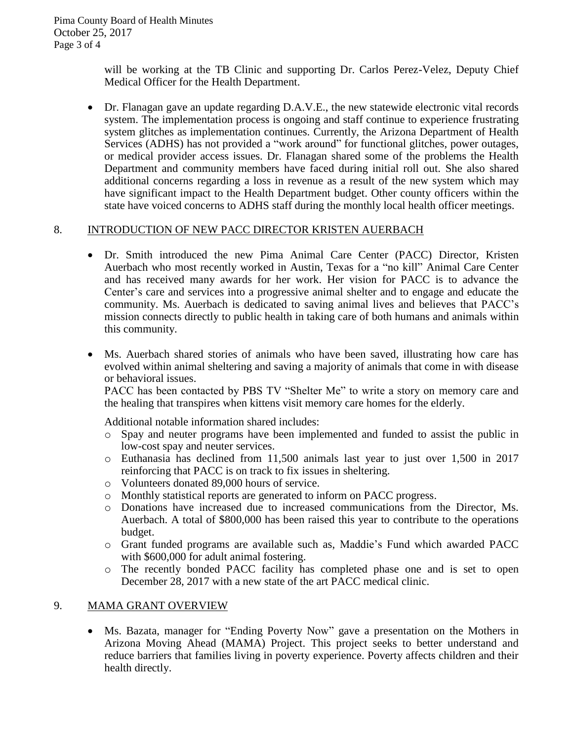will be working at the TB Clinic and supporting Dr. Carlos Perez-Velez, Deputy Chief Medical Officer for the Health Department.

- Dr. Flanagan gave an update regarding D.A.V.E., the new statewide electronic vital records system. The implementation process is ongoing and staff continue to experience frustrating system glitches as implementation continues. Currently, the Arizona Department of Health Services (ADHS) has not provided a "work around" for functional glitches, power outages, or medical provider access issues. Dr. Flanagan shared some of the problems the Health Department and community members have faced during initial roll out. She also shared additional concerns regarding a loss in revenue as a result of the new system which may have significant impact to the Health Department budget. Other county officers within the state have voiced concerns to ADHS staff during the monthly local health officer meetings.

## 8. INTRODUCTION OF NEW PACC DIRECTOR KRISTEN AUERBACH

- Dr. Smith introduced the new Pima Animal Care Center (PACC) Director, Kristen Auerbach who most recently worked in Austin, Texas for a "no kill" Animal Care Center and has received many awards for her work. Her vision for PACC is to advance the Center's care and services into a progressive animal shelter and to engage and educate the community. Ms. Auerbach is dedicated to saving animal lives and believes that PACC's mission connects directly to public health in taking care of both humans and animals within this community.

- Ms. Auerbach shared stories of animals who have been saved, illustrating how care has evolved within animal sheltering and saving a majority of animals that come in with disease or behavioral issues.

  PACC has been contacted by PBS TV "Shelter Me" to write a story on memory care and the healing that transpires when kittens visit memory care homes for the elderly.

  Additional notable information shared includes:

  - Spay and neuter programs have been implemented and funded to assist the public in low-cost spay and neuter services.
  - Euthanasia has declined from 11,500 animals last year to just over 1,500 in 2017 reinforcing that PACC is on track to fix issues in sheltering.
  - Volunteers donated 89,000 hours of service.
  - Monthly statistical reports are generated to inform on PACC progress.
  - Donations have increased due to increased communications from the Director, Ms. Auerbach. A total of $800,000 has been raised this year to contribute to the operations budget.
  - Grant funded programs are available such as, Maddie's Fund which awarded PACC with $600,000 for adult animal fostering.
  - The recently bonded PACC facility has completed phase one and is set to open December 28, 2017 with a new state of the art PACC medical clinic.

## 9. MAMA GRANT OVERVIEW

- Ms. Bazata, manager for "Ending Poverty Now" gave a presentation on the Mothers in Arizona Moving Ahead (MAMA) Project. This project seeks to better understand and reduce barriers that families living in poverty experience. Poverty affects children and their health directly.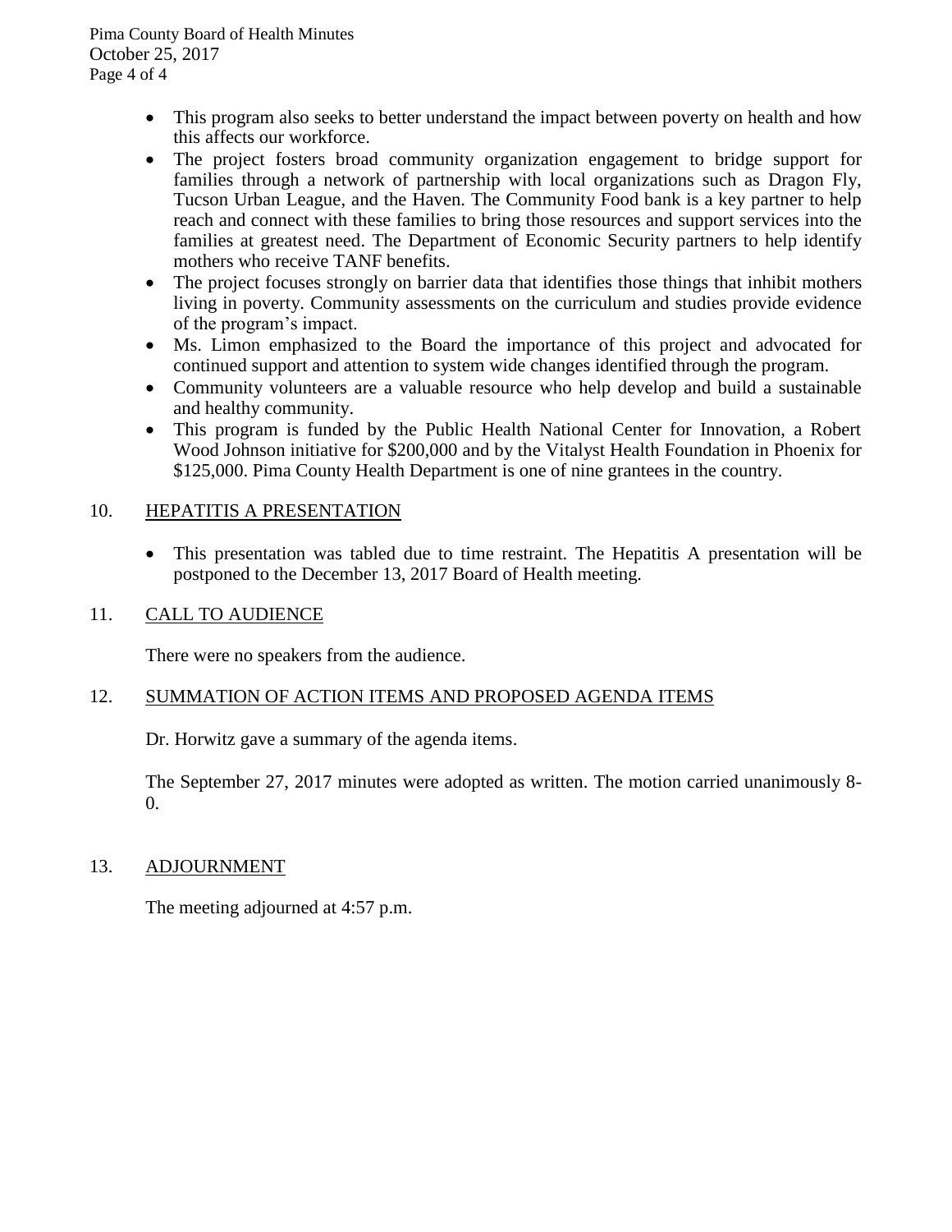- This program also seeks to better understand the impact between poverty on health and how this affects our workforce.
- The project fosters broad community organization engagement to bridge support for families through a network of partnership with local organizations such as Dragon Fly, Tucson Urban League, and the Haven. The Community Food bank is a key partner to help reach and connect with these families to bring those resources and support services into the families at greatest need. The Department of Economic Security partners to help identify mothers who receive TANF benefits.
- The project focuses strongly on barrier data that identifies those things that inhibit mothers living in poverty. Community assessments on the curriculum and studies provide evidence of the program's impact.
- Ms. Limon emphasized to the Board the importance of this project and advocated for continued support and attention to system wide changes identified through the program.
- Community volunteers are a valuable resource who help develop and build a sustainable and healthy community.
- This program is funded by the Public Health National Center for Innovation, a Robert Wood Johnson initiative for $200,000 and by the Vitalyst Health Foundation in Phoenix for $125,000. Pima County Health Department is one of nine grantees in the country.

## 10. HEPATITIS A PRESENTATION

- This presentation was tabled due to time restraint. The Hepatitis A presentation will be postponed to the December 13, 2017 Board of Health meeting.

## 11. CALL TO AUDIENCE

There were no speakers from the audience.

## 12. SUMMATION OF ACTION ITEMS AND PROPOSED AGENDA ITEMS

Dr. Horwitz gave a summary of the agenda items.

The September 27, 2017 minutes were adopted as written. The motion carried unanimously 8-0.

## 13. ADJOURNMENT

The meeting adjourned at 4:57 p.m.